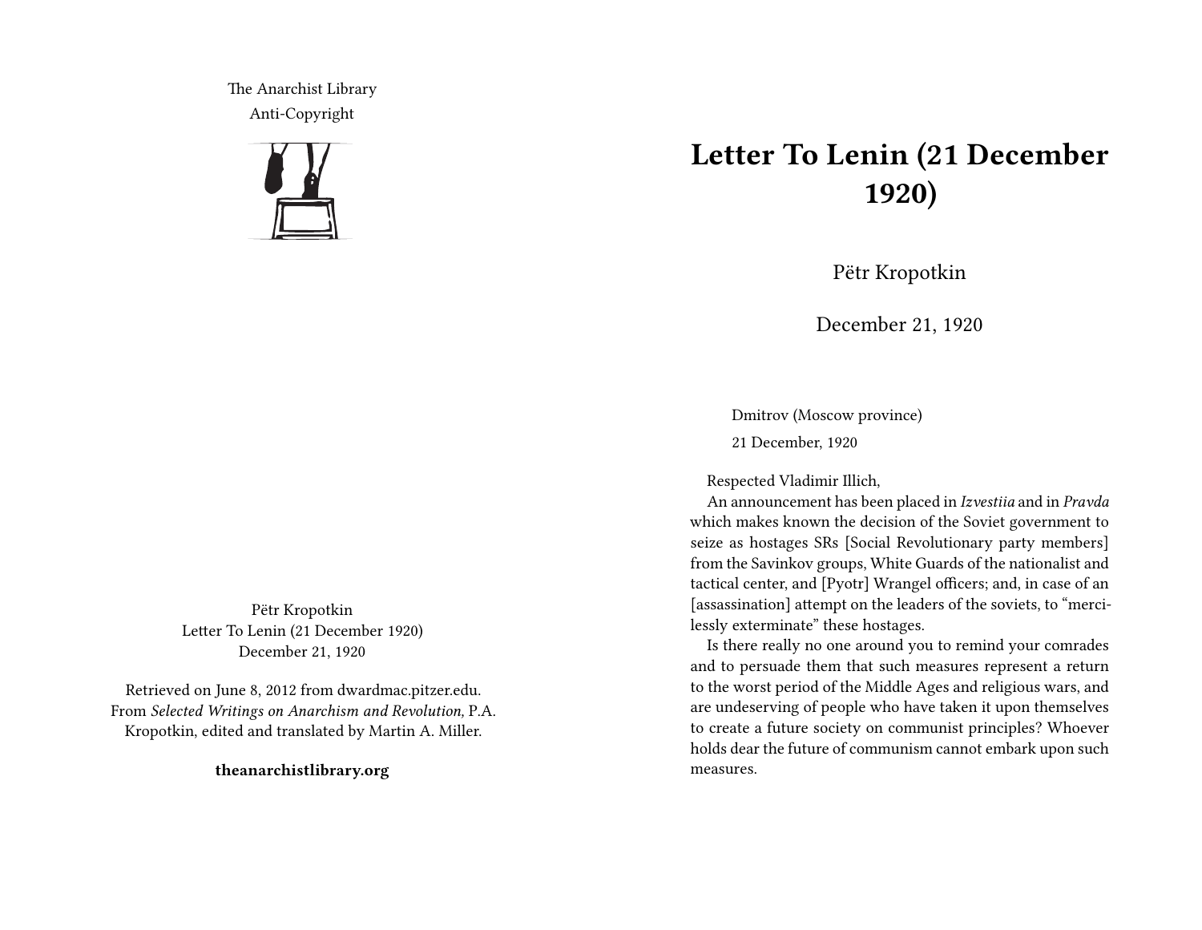The Anarchist Library
Anti-Copyright

Pëtr Kropotkin
Letter To Lenin (21 December 1920)
December 21, 1920

Retrieved on June 8, 2012 from dwardmac.pitzer.edu.
From *Selected Writings on Anarchism and Revolution,* P.A. Kropotkin, edited and translated by Martin A. Miller.

**theanarchistlibrary.org**

# Letter To Lenin (21 December 1920)

Pëtr Kropotkin

December 21, 1920

Dmitrov (Moscow province)

21 December, 1920

Respected Vladimir Illich,

An announcement has been placed in *Izvestiia* and in *Pravda* which makes known the decision of the Soviet government to seize as hostages SRs [Social Revolutionary party members] from the Savinkov groups, White Guards of the nationalist and tactical center, and [Pyotr] Wrangel officers; and, in case of an [assassination] attempt on the leaders of the soviets, to "mercilessly exterminate" these hostages.

Is there really no one around you to remind your comrades and to persuade them that such measures represent a return to the worst period of the Middle Ages and religious wars, and are undeserving of people who have taken it upon themselves to create a future society on communist principles? Whoever holds dear the future of communism cannot embark upon such measures.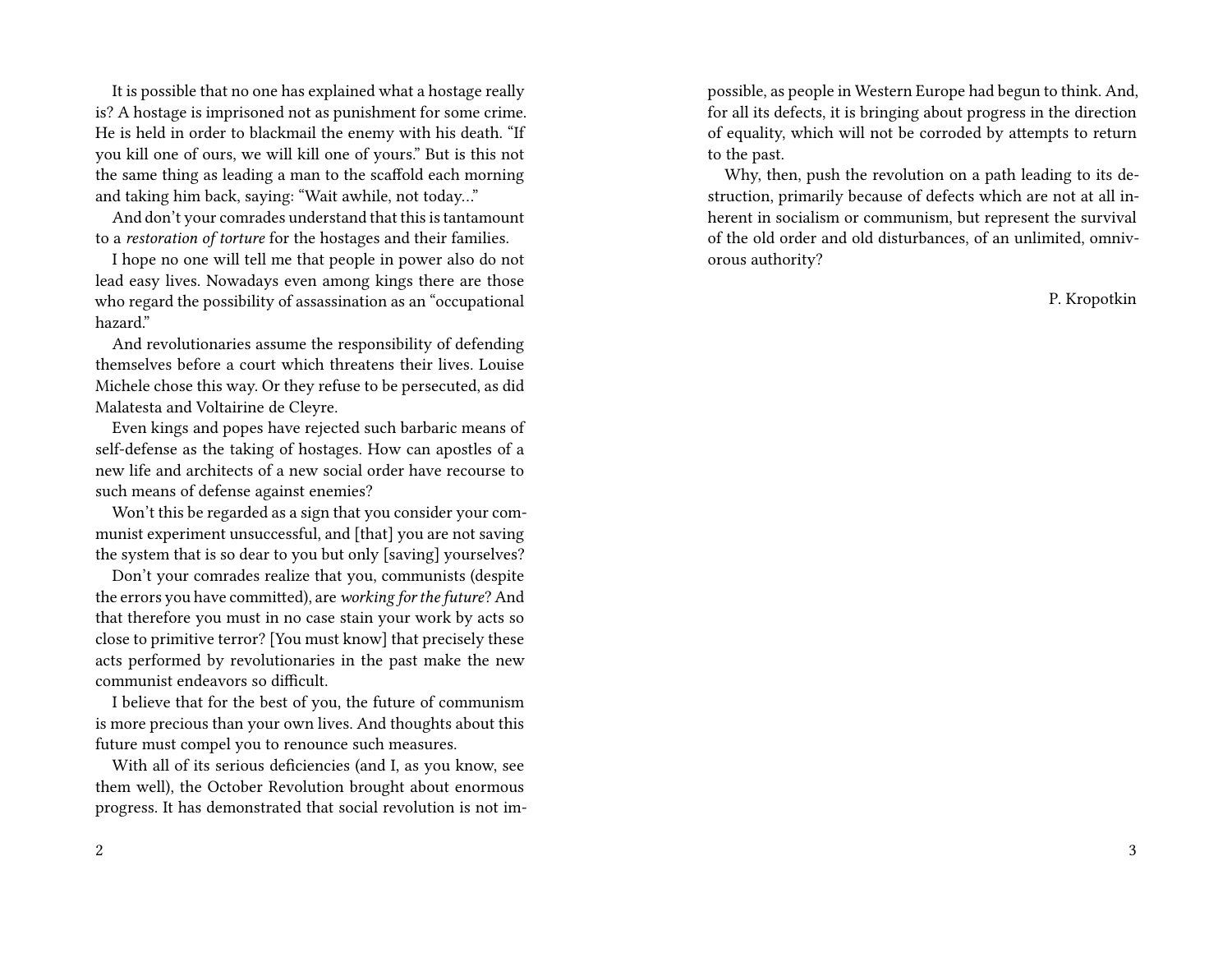It is possible that no one has explained what a hostage really is? A hostage is imprisoned not as punishment for some crime. He is held in order to blackmail the enemy with his death. "If you kill one of ours, we will kill one of yours." But is this not the same thing as leading a man to the scaffold each morning and taking him back, saying: "Wait awhile, not today…"

And don't your comrades understand that this is tantamount to a *restoration of torture* for the hostages and their families.

I hope no one will tell me that people in power also do not lead easy lives. Nowadays even among kings there are those who regard the possibility of assassination as an "occupational hazard."

And revolutionaries assume the responsibility of defending themselves before a court which threatens their lives. Louise Michele chose this way. Or they refuse to be persecuted, as did Malatesta and Voltairine de Cleyre.

Even kings and popes have rejected such barbaric means of self-defense as the taking of hostages. How can apostles of a new life and architects of a new social order have recourse to such means of defense against enemies?

Won't this be regarded as a sign that you consider your communist experiment unsuccessful, and [that] you are not saving the system that is so dear to you but only [saving] yourselves?

Don't your comrades realize that you, communists (despite the errors you have committed), are *working for the future*? And that therefore you must in no case stain your work by acts so close to primitive terror? [You must know] that precisely these acts performed by revolutionaries in the past make the new communist endeavors so difficult.

I believe that for the best of you, the future of communism is more precious than your own lives. And thoughts about this future must compel you to renounce such measures.

With all of its serious deficiencies (and I, as you know, see them well), the October Revolution brought about enormous progress. It has demonstrated that social revolution is not impossible, as people in Western Europe had begun to think. And, for all its defects, it is bringing about progress in the direction of equality, which will not be corroded by attempts to return to the past.

Why, then, push the revolution on a path leading to its destruction, primarily because of defects which are not at all inherent in socialism or communism, but represent the survival of the old order and old disturbances, of an unlimited, omnivorous authority?

P. Kropotkin